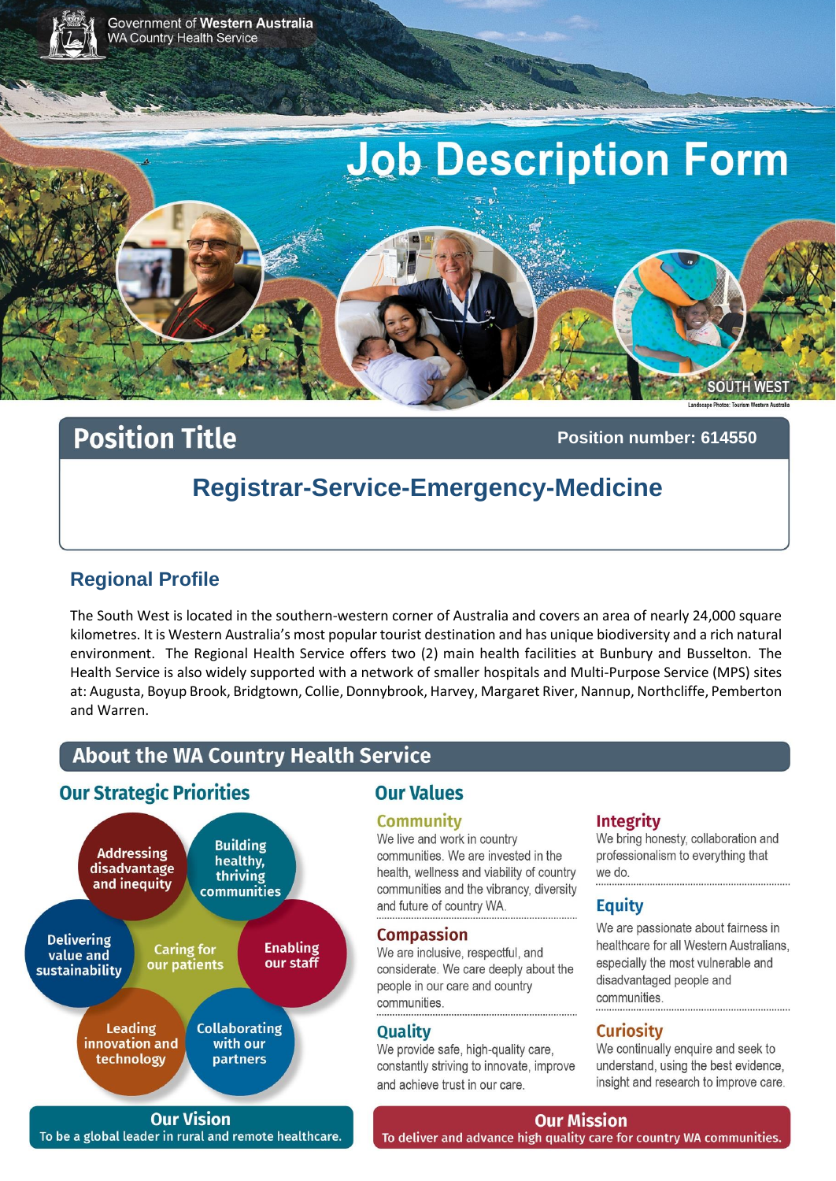Government of **Western Australia**
WA Country Health Service

# Job Description Form

SOUTH WEST

Landscape Photos: Tourism Western Australia

## Position Title

**Position number: 614550**

### Registrar-Service-Emergency-Medicine

## Regional Profile

The South West is located in the southern-western corner of Australia and covers an area of nearly 24,000 square kilometres. It is Western Australia's most popular tourist destination and has unique biodiversity and a rich natural environment. The Regional Health Service offers two (2) main health facilities at Bunbury and Busselton. The Health Service is also widely supported with a network of smaller hospitals and Multi-Purpose Service (MPS) sites at: Augusta, Boyup Brook, Bridgetown, Collie, Donnybrook, Harvey, Margaret River, Nannup, Northcliffe, Pemberton and Warren.

## About the WA Country Health Service

### Our Strategic Priorities

- Addressing disadvantage and inequity
- Building healthy, thriving communities
- Enabling our staff
- Collaborating with our partners
- Leading innovation and technology
- Delivering value and sustainability
- Caring for our patients

### Our Values

**Community**
We live and work in country communities. We are invested in the health, wellness and viability of country communities and the vibrancy, diversity and future of country WA.

**Compassion**
We are inclusive, respectful, and considerate. We care deeply about the people in our care and country communities.

**Quality**
We provide safe, high-quality care, constantly striving to innovate, improve and achieve trust in our care.

**Integrity**
We bring honesty, collaboration and professionalism to everything that we do.

**Equity**
We are passionate about fairness in healthcare for all Western Australians, especially the most vulnerable and disadvantaged people and communities.

**Curiosity**
We continually enquire and seek to understand, using the best evidence, insight and research to improve care.

**Our Vision**
To be a global leader in rural and remote healthcare.

**Our Mission**
To deliver and advance high quality care for country WA communities.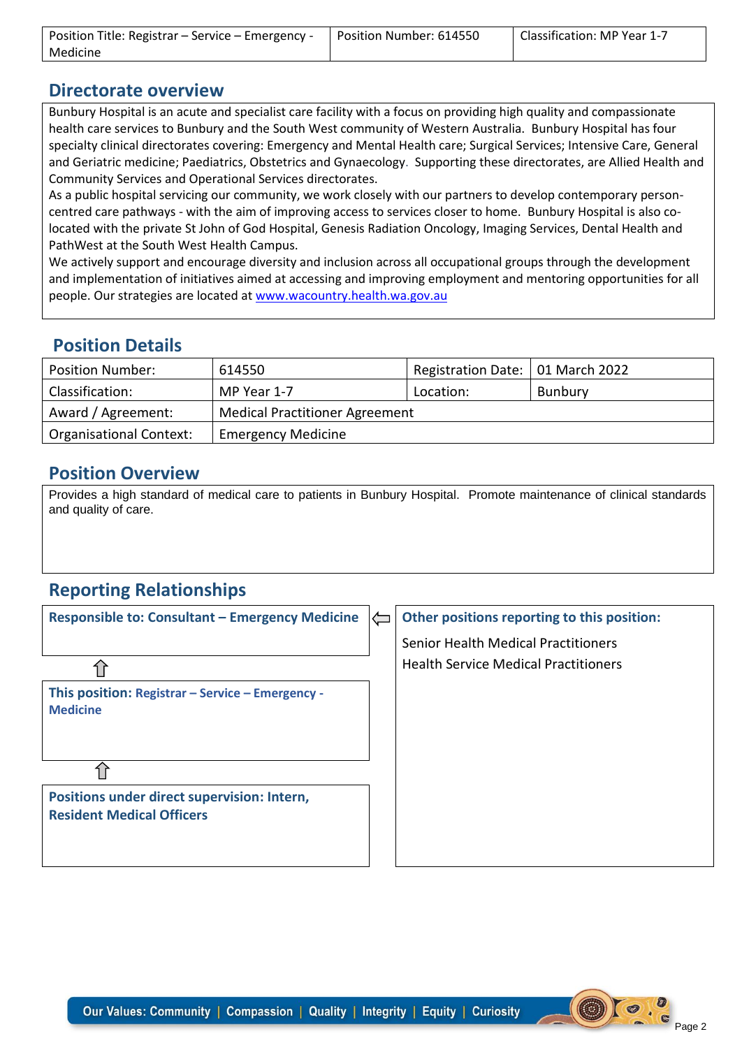| Position Title: Registrar – Service – Emergency - Medicine | Position Number: 614550 | Classification: MP Year 1-7 |
|---|---|---|

## Directorate overview

Bunbury Hospital is an acute and specialist care facility with a focus on providing high quality and compassionate health care services to Bunbury and the South West community of Western Australia. Bunbury Hospital has four specialty clinical directorates covering: Emergency and Mental Health care; Surgical Services; Intensive Care, General and Geriatric medicine; Paediatrics, Obstetrics and Gynaecology. Supporting these directorates, are Allied Health and Community Services and Operational Services directorates.

As a public hospital servicing our community, we work closely with our partners to develop contemporary person-centred care pathways - with the aim of improving access to services closer to home. Bunbury Hospital is also co-located with the private St John of God Hospital, Genesis Radiation Oncology, Imaging Services, Dental Health and PathWest at the South West Health Campus.

We actively support and encourage diversity and inclusion across all occupational groups through the development and implementation of initiatives aimed at accessing and improving employment and mentoring opportunities for all people. Our strategies are located at www.wacountry.health.wa.gov.au

## Position Details

| Position Number: | 614550 | Registration Date: | 01 March 2022 |
|---|---|---|---|
| Classification: | MP Year 1-7 | Location: | Bunbury |
| Award / Agreement: | Medical Practitioner Agreement | | |
| Organisational Context: | Emergency Medicine | | |

## Position Overview

Provides a high standard of medical care to patients in Bunbury Hospital. Promote maintenance of clinical standards and quality of care.

## Reporting Relationships

**Responsible to: Consultant – Emergency Medicine**

⇧

**This position: Registrar – Service – Emergency - Medicine**

⇧

**Positions under direct supervision: Intern, Resident Medical Officers**

**Other positions reporting to this position:**

Senior Health Medical Practitioners

Health Service Medical Practitioners

**Our Values: Community | Compassion | Quality | Integrity | Equity | Curiosity**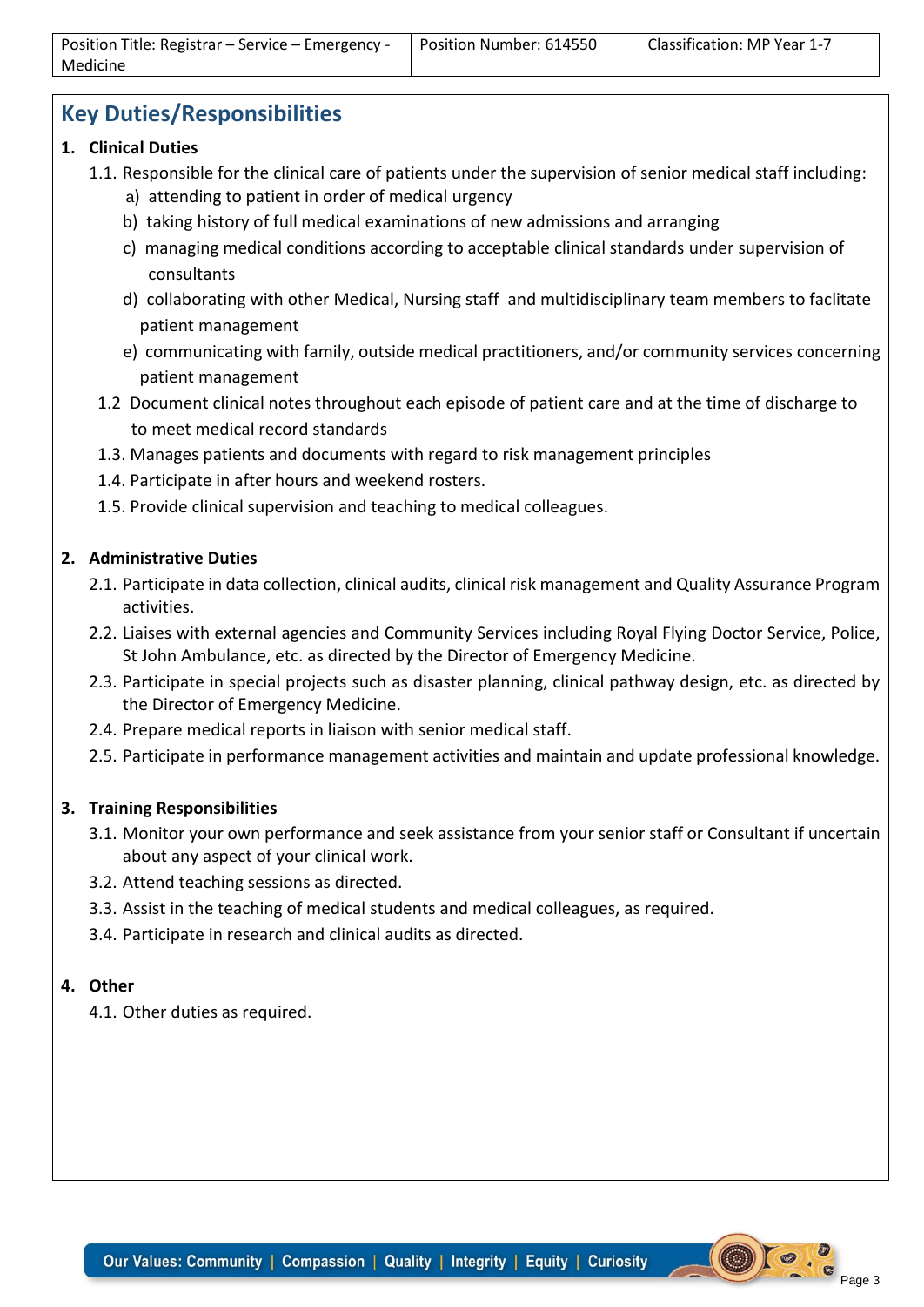| Position Title: Registrar – Service – Emergency - Medicine | Position Number: 614550 | Classification: MP Year 1-7 |
| --- | --- | --- |

## Key Duties/Responsibilities

**1. Clinical Duties**

1.1. Responsible for the clinical care of patients under the supervision of senior medical staff including:

a) attending to patient in order of medical urgency

b) taking history of full medical examinations of new admissions and arranging

c) managing medical conditions according to acceptable clinical standards under supervision of consultants

d) collaborating with other Medical, Nursing staff and multidisciplinary team members to faclitate patient management

e) communicating with family, outside medical practitioners, and/or community services concerning patient management

1.2 Document clinical notes throughout each episode of patient care and at the time of discharge to to meet medical record standards

1.3. Manages patients and documents with regard to risk management principles

1.4. Participate in after hours and weekend rosters.

1.5. Provide clinical supervision and teaching to medical colleagues.

**2. Administrative Duties**

2.1. Participate in data collection, clinical audits, clinical risk management and Quality Assurance Program activities.

2.2. Liaises with external agencies and Community Services including Royal Flying Doctor Service, Police, St John Ambulance, etc. as directed by the Director of Emergency Medicine.

2.3. Participate in special projects such as disaster planning, clinical pathway design, etc. as directed by the Director of Emergency Medicine.

2.4. Prepare medical reports in liaison with senior medical staff.

2.5. Participate in performance management activities and maintain and update professional knowledge.

**3. Training Responsibilities**

3.1. Monitor your own performance and seek assistance from your senior staff or Consultant if uncertain about any aspect of your clinical work.

3.2. Attend teaching sessions as directed.

3.3. Assist in the teaching of medical students and medical colleagues, as required.

3.4. Participate in research and clinical audits as directed.

**4. Other**

4.1. Other duties as required.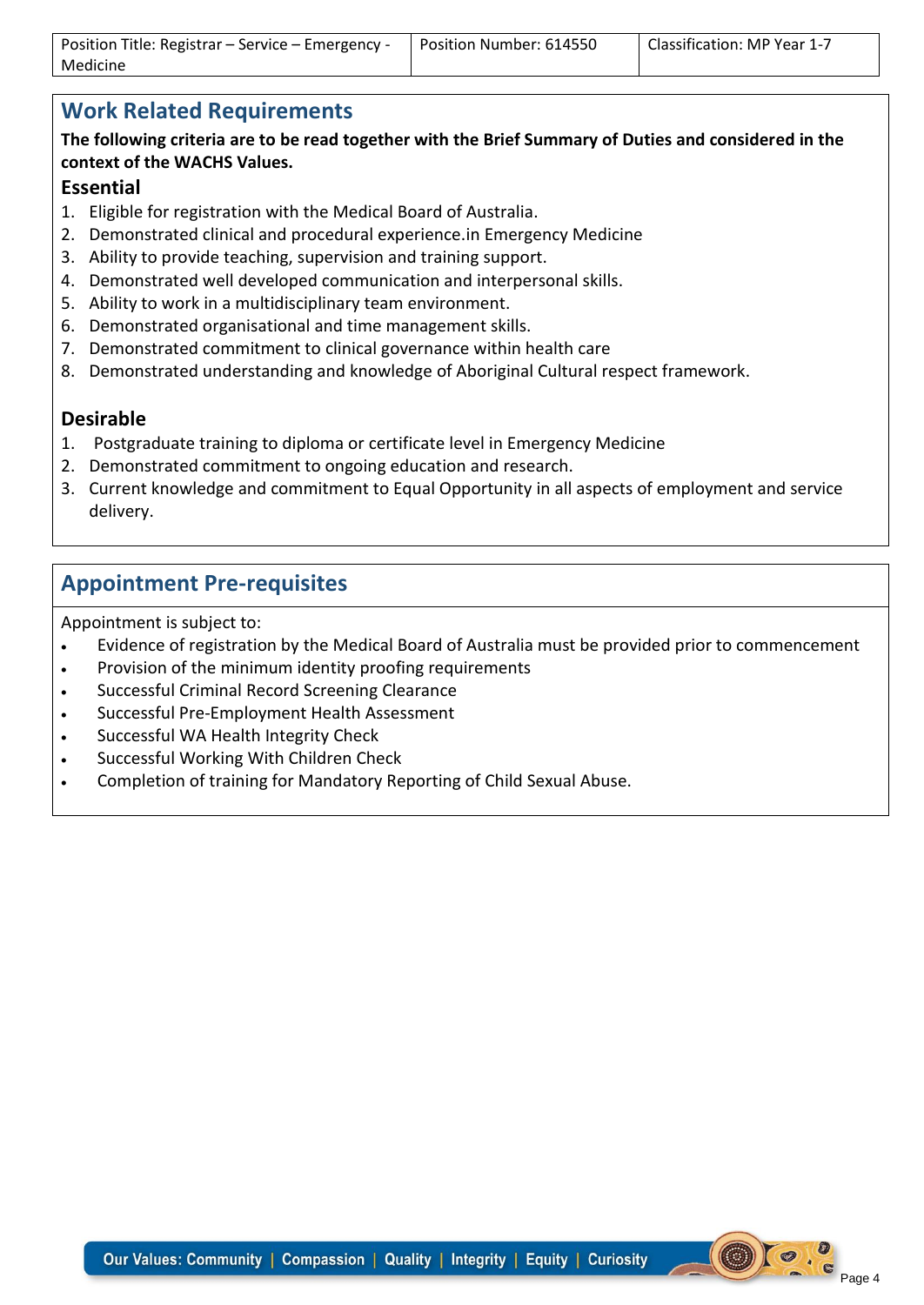| Position Title: Registrar – Service – Emergency - Medicine | Position Number: 614550 | Classification: MP Year 1-7 |
|---|---|---|

## Work Related Requirements

**The following criteria are to be read together with the Brief Summary of Duties and considered in the context of the WACHS Values.**

### Essential

1. Eligible for registration with the Medical Board of Australia.
2. Demonstrated clinical and procedural experience.in Emergency Medicine
3. Ability to provide teaching, supervision and training support.
4. Demonstrated well developed communication and interpersonal skills.
5. Ability to work in a multidisciplinary team environment.
6. Demonstrated organisational and time management skills.
7. Demonstrated commitment to clinical governance within health care
8. Demonstrated understanding and knowledge of Aboriginal Cultural respect framework.

### Desirable

1. Postgraduate training to diploma or certificate level in Emergency Medicine
2. Demonstrated commitment to ongoing education and research.
3. Current knowledge and commitment to Equal Opportunity in all aspects of employment and service delivery.

## Appointment Pre-requisites

Appointment is subject to:

- Evidence of registration by the Medical Board of Australia must be provided prior to commencement
- Provision of the minimum identity proofing requirements
- Successful Criminal Record Screening Clearance
- Successful Pre-Employment Health Assessment
- Successful WA Health Integrity Check
- Successful Working With Children Check
- Completion of training for Mandatory Reporting of Child Sexual Abuse.